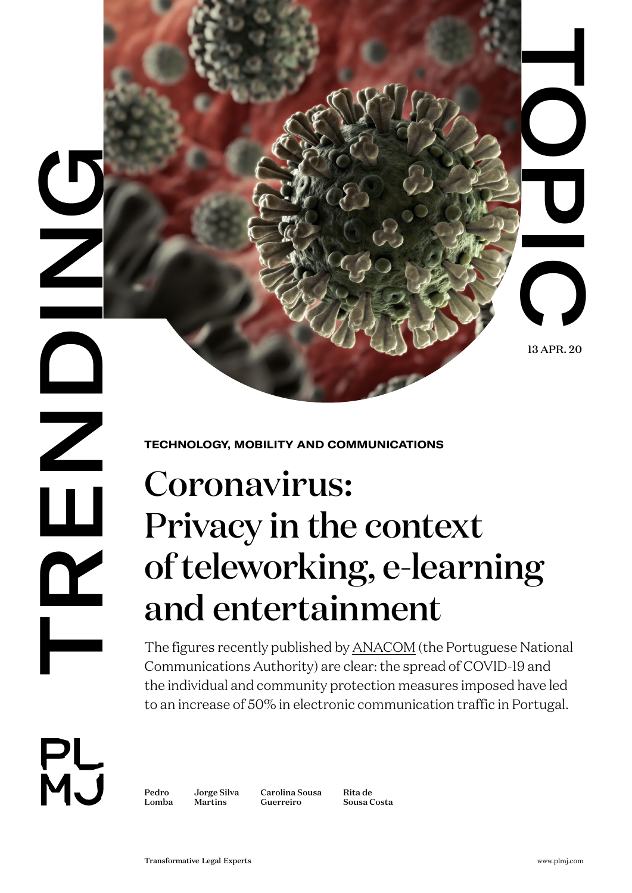TRENDING TOPIC

13 APR. 20

**TECHNOLOGY, MOBILITY AND COMMUNICATIONS**

# Coronavirus: Privacy in the context of teleworking, e-learning and entertainment

The figures recently published by ANACOM (the Portuguese National Communications Authority) are clear: the spread of COVID-19 and the individual and community protection measures imposed have led to an increase of 50% in electronic communication traffic in Portugal.

Pedro Lomba | Jorge Silva Martins | Carolina Sousa Guerreiro | Rita de Sousa Costa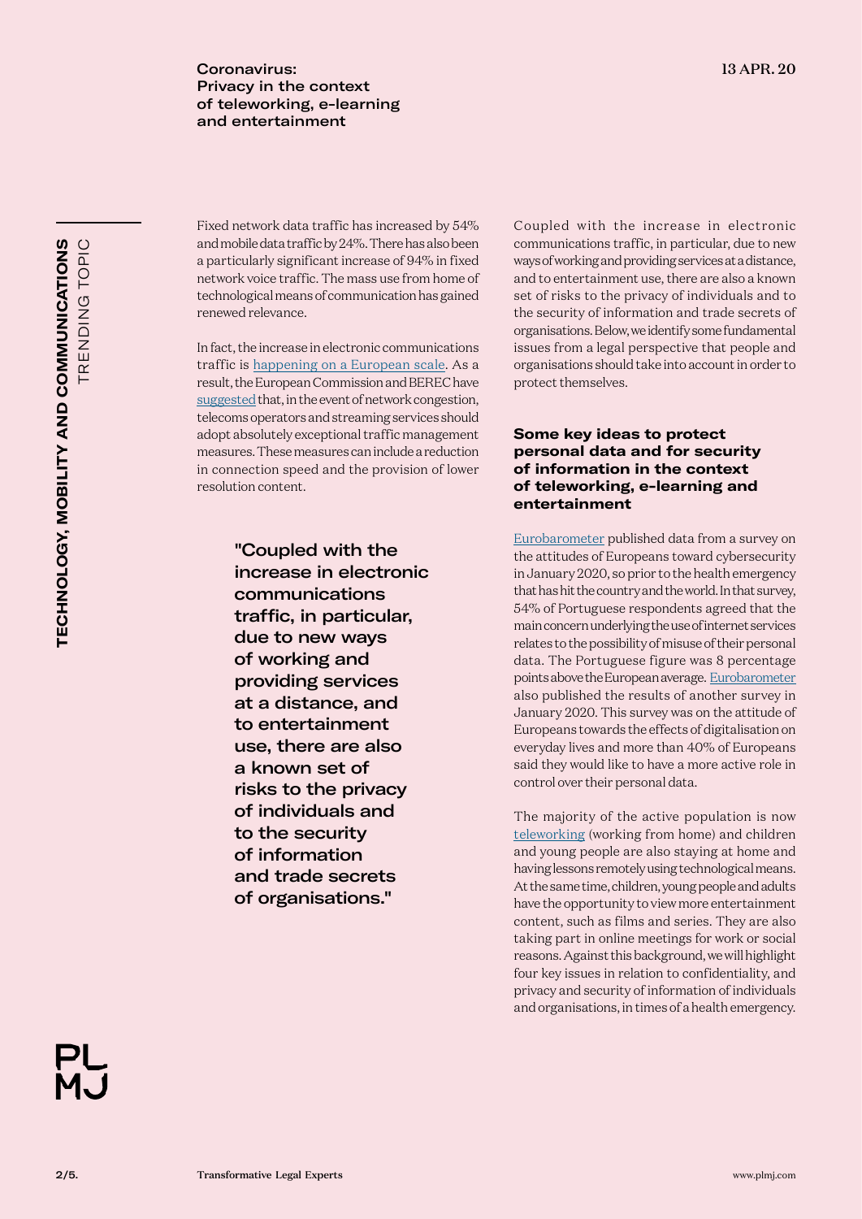Fixed network data traffic has increased by 54% and mobile data traffic by 24%. There has also been a particularly significant increase of 94% in fixed network voice traffic. The mass use from home of technological means of communication has gained renewed relevance.

In fact, the increase in electronic communications traffic is happening on a European scale. As a result, the European Commission and BEREC have suggested that, in the event of network congestion, telecoms operators and streaming services should adopt absolutely exceptional traffic management measures. These measures can include a reduction in connection speed and the provision of lower resolution content.

> "Coupled with the increase in electronic communications traffic, in particular, due to new ways of working and providing services at a distance, and to entertainment use, there are also a known set of risks to the privacy of individuals and to the security of information and trade secrets of organisations."

Coupled with the increase in electronic communications traffic, in particular, due to new ways of working and providing services at a distance, and to entertainment use, there are also a known set of risks to the privacy of individuals and to the security of information and trade secrets of organisations. Below, we identify some fundamental issues from a legal perspective that people and organisations should take into account in order to protect themselves.

## Some key ideas to protect personal data and for security of information in the context of teleworking, e-learning and entertainment

Eurobarometer published data from a survey on the attitudes of Europeans toward cybersecurity in January 2020, so prior to the health emergency that has hit the country and the world. In that survey, 54% of Portuguese respondents agreed that the main concern underlying the use of internet services relates to the possibility of misuse of their personal data. The Portuguese figure was 8 percentage points above the European average. Eurobarometer also published the results of another survey in January 2020. This survey was on the attitude of Europeans towards the effects of digitalisation on everyday lives and more than 40% of Europeans said they would like to have a more active role in control over their personal data.

The majority of the active population is now teleworking (working from home) and children and young people are also staying at home and having lessons remotely using technological means. At the same time, children, young people and adults have the opportunity to view more entertainment content, such as films and series. They are also taking part in online meetings for work or social reasons. Against this background, we will highlight four key issues in relation to confidentiality, and privacy and security of information of individuals and organisations, in times of a health emergency.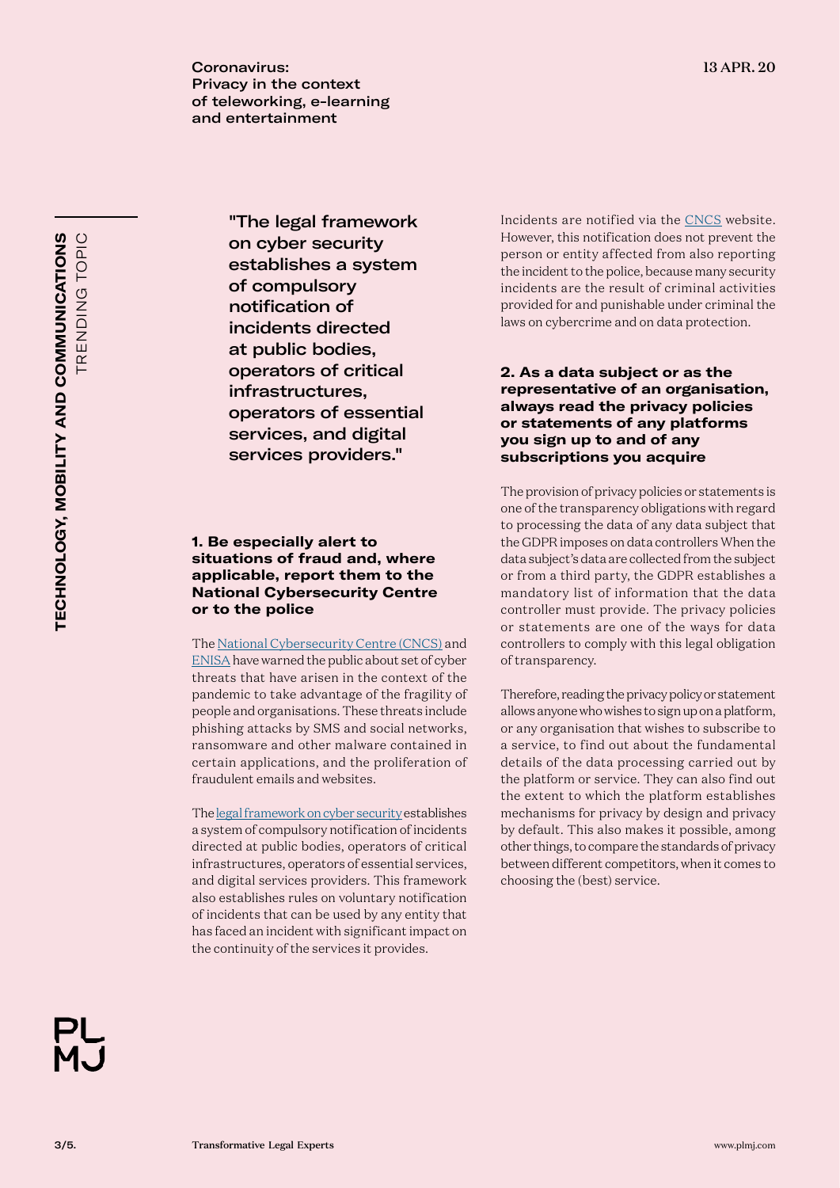"The legal framework on cyber security establishes a system of compulsory notification of incidents directed at public bodies, operators of critical infrastructures, operators of essential services, and digital services providers."

### 1. Be especially alert to situations of fraud and, where applicable, report them to the National Cybersecurity Centre or to the police

The National Cybersecurity Centre (CNCS) and ENISA have warned the public about set of cyber threats that have arisen in the context of the pandemic to take advantage of the fragility of people and organisations. These threats include phishing attacks by SMS and social networks, ransomware and other malware contained in certain applications, and the proliferation of fraudulent emails and websites.

The legal framework on cyber security establishes a system of compulsory notification of incidents directed at public bodies, operators of critical infrastructures, operators of essential services, and digital services providers. This framework also establishes rules on voluntary notification of incidents that can be used by any entity that has faced an incident with significant impact on the continuity of the services it provides.

Incidents are notified via the CNCS website. However, this notification does not prevent the person or entity affected from also reporting the incident to the police, because many security incidents are the result of criminal activities provided for and punishable under criminal the laws on cybercrime and on data protection.

### 2. As a data subject or as the representative of an organisation, always read the privacy policies or statements of any platforms you sign up to and of any subscriptions you acquire

The provision of privacy policies or statements is one of the transparency obligations with regard to processing the data of any data subject that the GDPR imposes on data controllers When the data subject's data are collected from the subject or from a third party, the GDPR establishes a mandatory list of information that the data controller must provide. The privacy policies or statements are one of the ways for data controllers to comply with this legal obligation of transparency.

Therefore, reading the privacy policy or statement allows anyone who wishes to sign up on a platform, or any organisation that wishes to subscribe to a service, to find out about the fundamental details of the data processing carried out by the platform or service. They can also find out the extent to which the platform establishes mechanisms for privacy by design and privacy by default. This also makes it possible, among other things, to compare the standards of privacy between different competitors, when it comes to choosing the (best) service.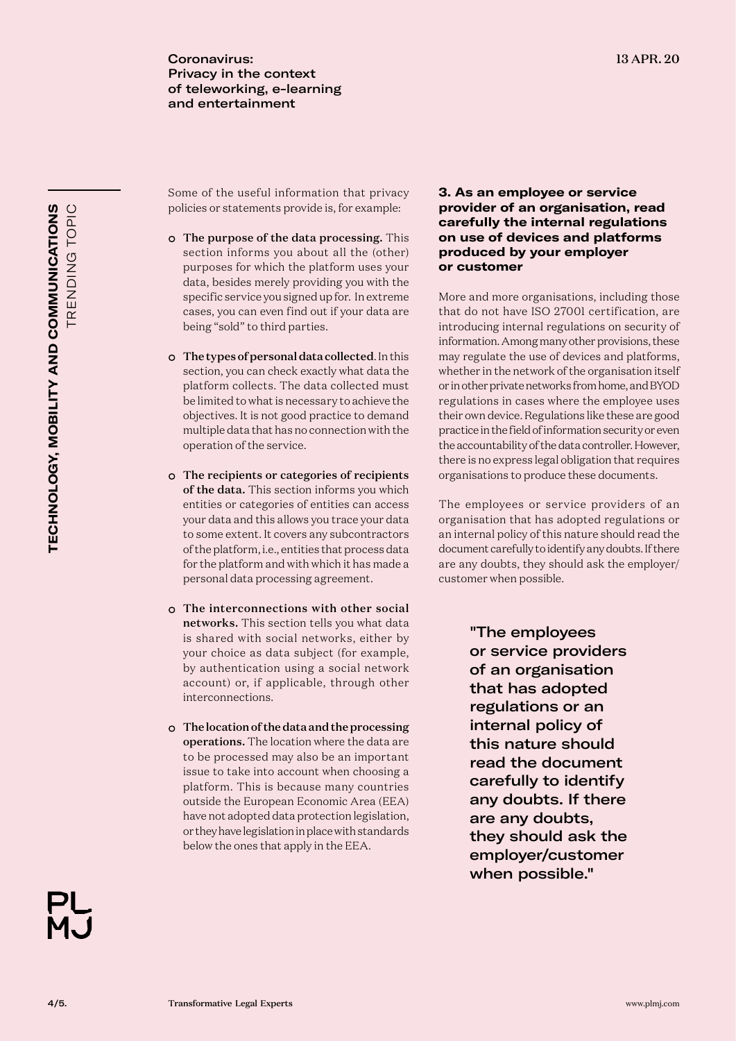Some of the useful information that privacy policies or statements provide is, for example:

- **The purpose of the data processing.** This section informs you about all the (other) purposes for which the platform uses your data, besides merely providing you with the specific service you signed up for. In extreme cases, you can even find out if your data are being "sold" to third parties.
- **The types of personal data collected**. In this section, you can check exactly what data the platform collects. The data collected must be limited to what is necessary to achieve the objectives. It is not good practice to demand multiple data that has no connection with the operation of the service.
- **The recipients or categories of recipients of the data.** This section informs you which entities or categories of entities can access your data and this allows you trace your data to some extent. It covers any subcontractors of the platform, i.e., entities that process data for the platform and with which it has made a personal data processing agreement.
- **The interconnections with other social networks.** This section tells you what data is shared with social networks, either by your choice as data subject (for example, by authentication using a social network account) or, if applicable, through other interconnections.
- **The location of the data and the processing operations.** The location where the data are to be processed may also be an important issue to take into account when choosing a platform. This is because many countries outside the European Economic Area (EEA) have not adopted data protection legislation, or they have legislation in place with standards below the ones that apply in the EEA.

## 3. As an employee or service provider of an organisation, read carefully the internal regulations on use of devices and platforms produced by your employer or customer

More and more organisations, including those that do not have ISO 27001 certification, are introducing internal regulations on security of information. Among many other provisions, these may regulate the use of devices and platforms, whether in the network of the organisation itself or in other private networks from home, and BYOD regulations in cases where the employee uses their own device. Regulations like these are good practice in the field of information security or even the accountability of the data controller. However, there is no express legal obligation that requires organisations to produce these documents.

The employees or service providers of an organisation that has adopted regulations or an internal policy of this nature should read the document carefully to identify any doubts. If there are any doubts, they should ask the employer/customer when possible.

> **"The employees or service providers of an organisation that has adopted regulations or an internal policy of this nature should read the document carefully to identify any doubts. If there are any doubts, they should ask the employer/customer when possible."**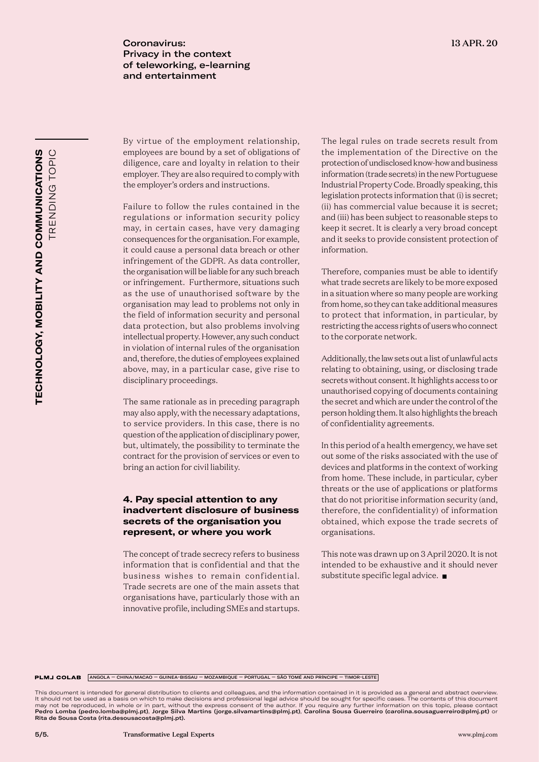By virtue of the employment relationship, employees are bound by a set of obligations of diligence, care and loyalty in relation to their employer. They are also required to comply with the employer's orders and instructions.

Failure to follow the rules contained in the regulations or information security policy may, in certain cases, have very damaging consequences for the organisation. For example, it could cause a personal data breach or other infringement of the GDPR. As data controller, the organisation will be liable for any such breach or infringement. Furthermore, situations such as the use of unauthorised software by the organisation may lead to problems not only in the field of information security and personal data protection, but also problems involving intellectual property. However, any such conduct in violation of internal rules of the organisation and, therefore, the duties of employees explained above, may, in a particular case, give rise to disciplinary proceedings.

The same rationale as in preceding paragraph may also apply, with the necessary adaptations, to service providers. In this case, there is no question of the application of disciplinary power, but, ultimately, the possibility to terminate the contract for the provision of services or even to bring an action for civil liability.

### 4. Pay special attention to any inadvertent disclosure of business secrets of the organisation you represent, or where you work

The concept of trade secrecy refers to business information that is confidential and that the business wishes to remain confidential. Trade secrets are one of the main assets that organisations have, particularly those with an innovative profile, including SMEs and startups.

The legal rules on trade secrets result from the implementation of the Directive on the protection of undisclosed know-how and business information (trade secrets) in the new Portuguese Industrial Property Code. Broadly speaking, this legislation protects information that (i) is secret; (ii) has commercial value because it is secret; and (iii) has been subject to reasonable steps to keep it secret. It is clearly a very broad concept and it seeks to provide consistent protection of information.

Therefore, companies must be able to identify what trade secrets are likely to be more exposed in a situation where so many people are working from home, so they can take additional measures to protect that information, in particular, by restricting the access rights of users who connect to the corporate network.

Additionally, the law sets out a list of unlawful acts relating to obtaining, using, or disclosing trade secrets without consent. It highlights access to or unauthorised copying of documents containing the secret and which are under the control of the person holding them. It also highlights the breach of confidentiality agreements.

In this period of a health emergency, we have set out some of the risks associated with the use of devices and platforms in the context of working from home. These include, in particular, cyber threats or the use of applications or platforms that do not prioritise information security (and, therefore, the confidentiality) of information obtained, which expose the trade secrets of organisations.

This note was drawn up on 3 April 2020. It is not intended to be exhaustive and it should never substitute specific legal advice. ■

This document is intended for general distribution to clients and colleagues, and the information contained in it is provided as a general and abstract overview. It should not be used as a basis on which to make decisions and professional legal advice should be sought for specific cases. The contents of this document may not be reproduced, in whole or in part, without the express consent of the author. If you require any further information on this topic, please contact **Pedro Lomba (pedro.lomba@plmj.pt)**, **Jorge Silva Martins (jorge.silvamartins@plmj.pt)**, **Carolina Sousa Guerreiro (carolina.sousaguerreiro@plmj.pt)** or **Rita de Sousa Costa (rita.desousacosta@plmj.pt)**.